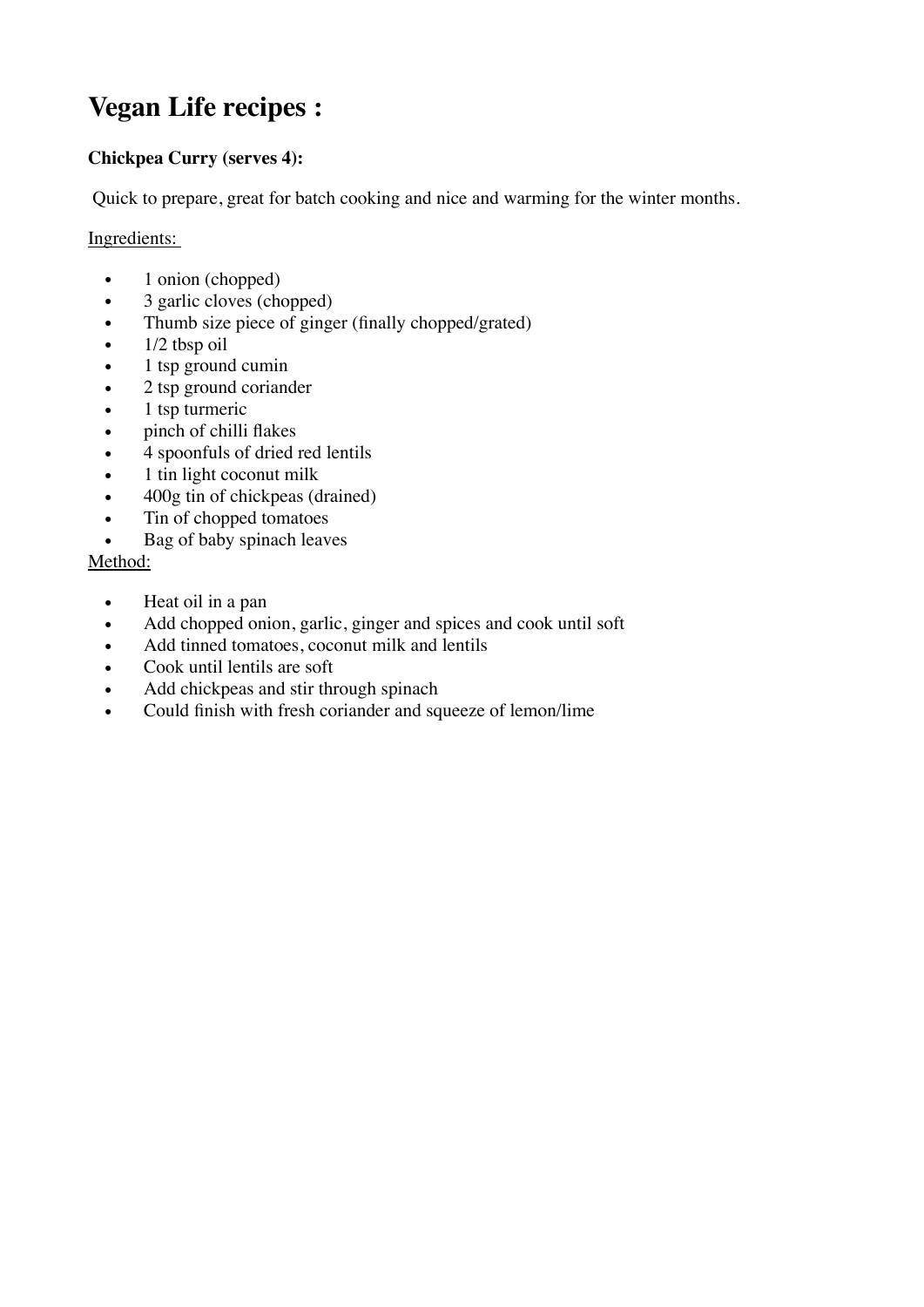# Vegan Life recipes :

**Chickpea Curry (serves 4):**

Quick to prepare, great for batch cooking and nice and warming for the winter months.

Ingredients:

- 1 onion (chopped)
- 3 garlic cloves (chopped)
- Thumb size piece of ginger (finally chopped/grated)
- 1/2 tbsp oil
- 1 tsp ground cumin
- 2 tsp ground coriander
- 1 tsp turmeric
- pinch of chilli flakes
- 4 spoonfuls of dried red lentils
- 1 tin light coconut milk
- 400g tin of chickpeas (drained)
- Tin of chopped tomatoes
- Bag of baby spinach leaves

Method:

- Heat oil in a pan
- Add chopped onion, garlic, ginger and spices and cook until soft
- Add tinned tomatoes, coconut milk and lentils
- Cook until lentils are soft
- Add chickpeas and stir through spinach
- Could finish with fresh coriander and squeeze of lemon/lime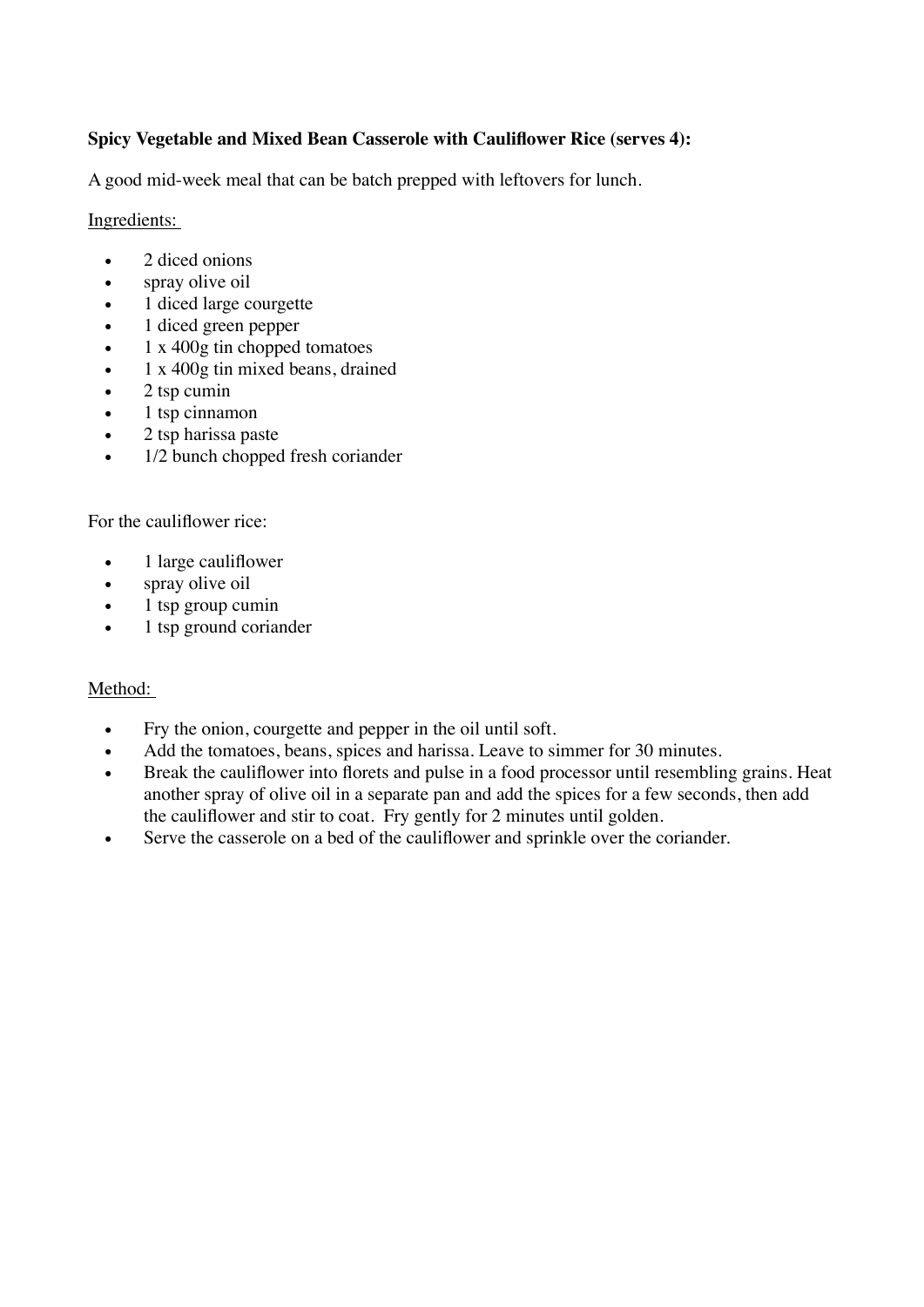**Spicy Vegetable and Mixed Bean Casserole with Cauliflower Rice (serves 4):**

A good mid-week meal that can be batch prepped with leftovers for lunch.

Ingredients:

- 2 diced onions
- spray olive oil
- 1 diced large courgette
- 1 diced green pepper
- 1 x 400g tin chopped tomatoes
- 1 x 400g tin mixed beans, drained
- 2 tsp cumin
- 1 tsp cinnamon
- 2 tsp harissa paste
- 1/2 bunch chopped fresh coriander

For the cauliflower rice:

- 1 large cauliflower
- spray olive oil
- 1 tsp group cumin
- 1 tsp ground coriander

Method:

- Fry the onion, courgette and pepper in the oil until soft.
- Add the tomatoes, beans, spices and harissa. Leave to simmer for 30 minutes.
- Break the cauliflower into florets and pulse in a food processor until resembling grains. Heat another spray of olive oil in a separate pan and add the spices for a few seconds, then add the cauliflower and stir to coat. Fry gently for 2 minutes until golden.
- Serve the casserole on a bed of the cauliflower and sprinkle over the coriander.